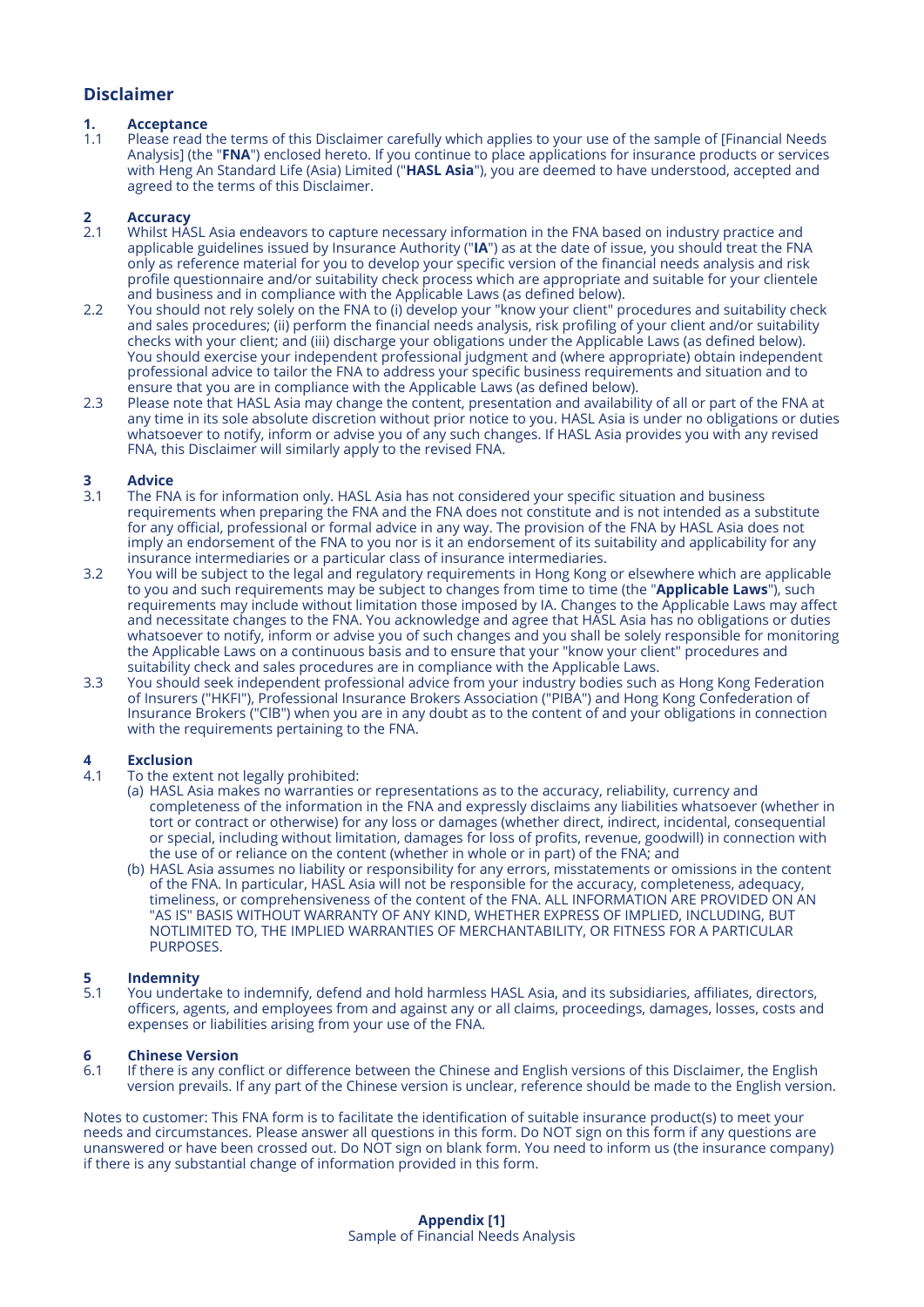# Disclaimer

## 1. Acceptance

1.1 Please read the terms of this Disclaimer carefully which applies to your use of the sample of [Financial Needs Analysis] (the "**FNA**") enclosed hereto. If you continue to place applications for insurance products or services with Heng An Standard Life (Asia) Limited ("**HASL Asia**"), you are deemed to have understood, accepted and agreed to the terms of this Disclaimer.

## 2 Accuracy

2.1 Whilst HASL Asia endeavors to capture necessary information in the FNA based on industry practice and applicable guidelines issued by Insurance Authority ("**IA**") as at the date of issue, you should treat the FNA only as reference material for you to develop your specific version of the financial needs analysis and risk profile questionnaire and/or suitability check process which are appropriate and suitable for your clientele and business and in compliance with the Applicable Laws (as defined below).

2.2 You should not rely solely on the FNA to (i) develop your "know your client" procedures and suitability check and sales procedures; (ii) perform the financial needs analysis, risk profiling of your client and/or suitability checks with your client; and (iii) discharge your obligations under the Applicable Laws (as defined below). You should exercise your independent professional judgment and (where appropriate) obtain independent professional advice to tailor the FNA to address your specific business requirements and situation and to ensure that you are in compliance with the Applicable Laws (as defined below).

2.3 Please note that HASL Asia may change the content, presentation and availability of all or part of the FNA at any time in its sole absolute discretion without prior notice to you. HASL Asia is under no obligations or duties whatsoever to notify, inform or advise you of any such changes. If HASL Asia provides you with any revised FNA, this Disclaimer will similarly apply to the revised FNA.

## 3 Advice

3.1 The FNA is for information only. HASL Asia has not considered your specific situation and business requirements when preparing the FNA and the FNA does not constitute and is not intended as a substitute for any official, professional or formal advice in any way. The provision of the FNA by HASL Asia does not imply an endorsement of the FNA to you nor is it an endorsement of its suitability and applicability for any insurance intermediaries or a particular class of insurance intermediaries.

3.2 You will be subject to the legal and regulatory requirements in Hong Kong or elsewhere which are applicable to you and such requirements may be subject to changes from time to time (the "**Applicable Laws**"), such requirements may include without limitation those imposed by IA. Changes to the Applicable Laws may affect and necessitate changes to the FNA. You acknowledge and agree that HASL Asia has no obligations or duties whatsoever to notify, inform or advise you of such changes and you shall be solely responsible for monitoring the Applicable Laws on a continuous basis and to ensure that your "know your client" procedures and suitability check and sales procedures are in compliance with the Applicable Laws.

3.3 You should seek independent professional advice from your industry bodies such as Hong Kong Federation of Insurers ("HKFI"), Professional Insurance Brokers Association ("PIBA") and Hong Kong Confederation of Insurance Brokers ("CIB") when you are in any doubt as to the content of and your obligations in connection with the requirements pertaining to the FNA.

## 4 Exclusion

4.1 To the extent not legally prohibited:

(a) HASL Asia makes no warranties or representations as to the accuracy, reliability, currency and completeness of the information in the FNA and expressly disclaims any liabilities whatsoever (whether in tort or contract or otherwise) for any loss or damages (whether direct, indirect, incidental, consequential or special, including without limitation, damages for loss of profits, revenue, goodwill) in connection with the use of or reliance on the content (whether in whole or in part) of the FNA; and

(b) HASL Asia assumes no liability or responsibility for any errors, misstatements or omissions in the content of the FNA. In particular, HASL Asia will not be responsible for the accuracy, completeness, adequacy, timeliness, or comprehensiveness of the content of the FNA. ALL INFORMATION ARE PROVIDED ON AN "AS IS" BASIS WITHOUT WARRANTY OF ANY KIND, WHETHER EXPRESS OF IMPLIED, INCLUDING, BUT NOTLIMITED TO, THE IMPLIED WARRANTIES OF MERCHANTABILITY, OR FITNESS FOR A PARTICULAR PURPOSES.

## 5 Indemnity

5.1 You undertake to indemnify, defend and hold harmless HASL Asia, and its subsidiaries, affiliates, directors, officers, agents, and employees from and against any or all claims, proceedings, damages, losses, costs and expenses or liabilities arising from your use of the FNA.

## 6 Chinese Version

6.1 If there is any conflict or difference between the Chinese and English versions of this Disclaimer, the English version prevails. If any part of the Chinese version is unclear, reference should be made to the English version.

Notes to customer: This FNA form is to facilitate the identification of suitable insurance product(s) to meet your needs and circumstances. Please answer all questions in this form. Do NOT sign on this form if any questions are unanswered or have been crossed out. Do NOT sign on blank form. You need to inform us (the insurance company) if there is any substantial change of information provided in this form.

**Appendix [1]**
Sample of Financial Needs Analysis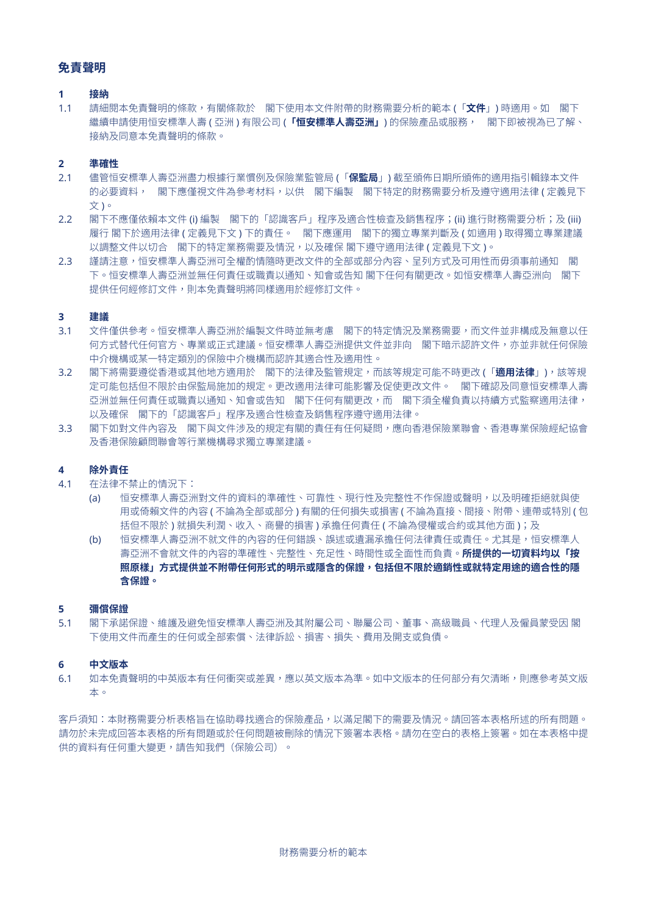## 免責聲明

### 1 接納

1.1 請細閱本免責聲明的條款，有關條款於　閣下使用本文件附帶的財務需要分析的範本 (「**文件**」) 時適用。如　閣下繼續申請使用恒安標準人壽 ( 亞洲 ) 有限公司 (「**恒安標準人壽亞洲**」) 的保險產品或服務，　閣下即被視為已了解、接納及同意本免責聲明的條款。

### 2 準確性

2.1 儘管恒安標準人壽亞洲盡力根據行業慣例及保險業監管局 (「**保監局**」) 截至頒佈日期所頒佈的適用指引輯錄本文件的必要資料，　閣下應僅視文件為參考材料，以供　閣下編製　閣下特定的財務需要分析及遵守適用法律 ( 定義見下文 )。

2.2 閣下不應僅依賴本文件 (i) 編製　閣下的「認識客戶」程序及適合性檢查及銷售程序；(ii) 進行財務需要分析；及 (iii) 履行 閣下於適用法律 ( 定義見下文 ) 下的責任。　閣下應運用　閣下的獨立專業判斷及 ( 如適用 ) 取得獨立專業建議以調整文件以切合　閣下的特定業務需要及情況，以及確保 閣下遵守適用法律 ( 定義見下文 )。

2.3 謹請注意，恒安標準人壽亞洲可全權酌情隨時更改文件的全部或部分內容、呈列方式及可用性而毋須事前通知　閣下。恒安標準人壽亞洲並無任何責任或職責以通知、知會或告知 閣下任何有關更改。如恒安標準人壽亞洲向　閣下提供任何經修訂文件，則本免責聲明將同樣適用於經修訂文件。

### 3 建議

3.1 文件僅供參考。恒安標準人壽亞洲於編製文件時並無考慮　閣下的特定情況及業務需要，而文件並非構成及無意以任何方式替代任何官方、專業或正式建議。恒安標準人壽亞洲提供文件並非向　閣下暗示認許文件，亦並非就任何保險中介機構或某一特定類別的保險中介機構而認許其適合性及適用性。

3.2 閣下將需要遵從香港或其他地方適用於　閣下的法律及監管規定，而該等規定可能不時更改 (「**適用法律**」)，該等規定可能包括但不限於由保監局施加的規定。更改適用法律可能影響及促使更改文件。　閣下確認及同意恒安標準人壽亞洲並無任何責任或職責以通知、知會或告知　閣下任何有關更改，而　閣下須全權負責以持續方式監察適用法律，以及確保　閣下的「認識客戶」程序及適合性檢查及銷售程序遵守適用法律。

3.3 閣下如對文件內容及　閣下與文件涉及的規定有關的責任有任何疑問，應向香港保險業聯會、香港專業保險經紀協會及香港保險顧問聯會等行業機構尋求獨立專業建議。

### 4 除外責任

4.1 在法律不禁止的情況下：

(a) 恒安標準人壽亞洲對文件的資料的準確性、可靠性、現行性及完整性不作保證或聲明，以及明確拒絕就與使用或倚賴文件的內容 ( 不論為全部或部分 ) 有關的任何損失或損害 ( 不論為直接、間接、附帶、連帶或特別 ( 包括但不限於 ) 就損失利潤、收入、商譽的損害 ) 承擔任何責任 ( 不論為侵權或合約或其他方面 )；及

(b) 恒安標準人壽亞洲不就文件的內容的任何錯誤、誤述或遺漏承擔任何法律責任或責任。尤其是，恒安標準人壽亞洲不會就文件的內容的準確性、完整性、充足性、時間性或全面性而負責。**所提供的一切資料均以「按照原樣」方式提供並不附帶任何形式的明示或隱含的保證，包括但不限於適銷性或就特定用途的適合性的隱含保證。**

### 5 彌償保證

5.1 閣下承諾保證、維護及避免恒安標準人壽亞洲及其附屬公司、聯屬公司、董事、高級職員、代理人及僱員蒙受因 閣下使用文件而產生的任何或全部索償、法律訴訟、損害、損失、費用及開支或負債。

### 6 中文版本

6.1 如本免責聲明的中英版本有任何衝突或差異，應以英文版本為準。如中文版本的任何部分有欠清晰，則應參考英文版本。

客戶須知：本財務需要分析表格旨在協助尋找適合的保險產品，以滿足閣下的需要及情況。請回答本表格所述的所有問題。請勿於未完成回答本表格的所有問題或於任何問題被刪除的情況下簽署本表格。請勿在空白的表格上簽署。如在本表格中提供的資料有任何重大變更，請告知我們（保險公司）。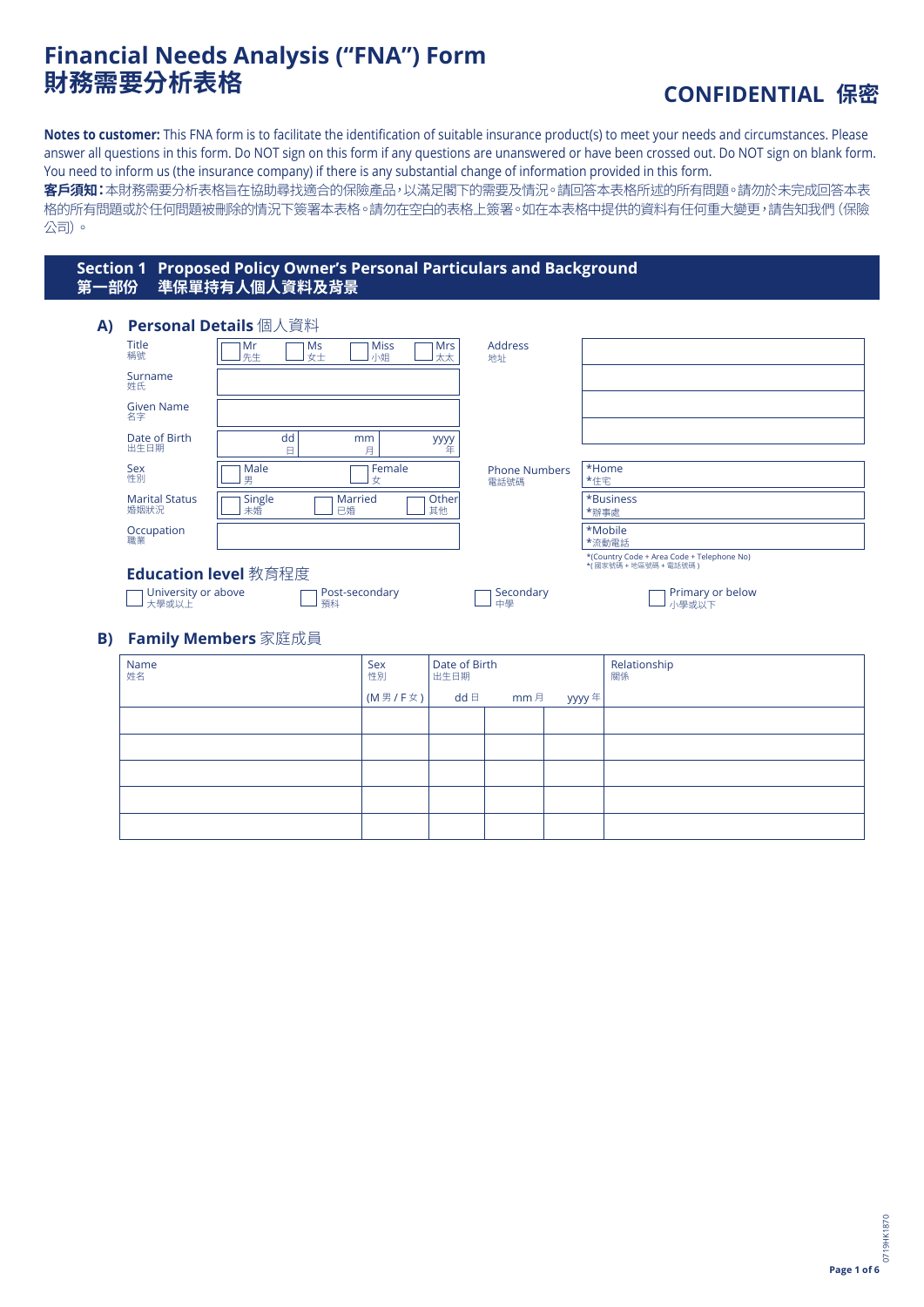# Financial Needs Analysis ("FNA") Form
# 財務需要分析表格

**CONFIDENTIAL 保密**

**Notes to customer:** This FNA form is to facilitate the identification of suitable insurance product(s) to meet your needs and circumstances. Please answer all questions in this form. Do NOT sign on this form if any questions are unanswered or have been crossed out. Do NOT sign on blank form. You need to inform us (the insurance company) if there is any substantial change of information provided in this form.

**客戶須知：**本財務需要分析表格旨在協助尋找適合的保險產品，以滿足閣下的需要及情況。請回答本表格所述的所有問題。請勿於未完成回答本表格的所有問題或於任何問題被刪除的情況下簽署本表格。請勿在空白的表格上簽署。如在本表格中提供的資料有任何重大變更，請告知我們（保險公司）。

## Section 1 Proposed Policy Owner's Personal Particulars and Background
## 第一部份 準保單持有人個人資料及背景

### A) Personal Details 個人資料

| | |
|---|---|
| Title 稱號 | ☐ Mr 先生 ☐ Ms 女士 ☐ Miss 小姐 ☐ Mrs 太太 |
| Surname 姓氏 | |
| Given Name 名字 | |
| Date of Birth 出生日期 | dd 日 / mm 月 / yyyy 年 |
| Sex 性別 | ☐ Male 男 ☐ Female 女 |
| Marital Status 婚姻狀況 | ☐ Single 未婚 ☐ Married 已婚 ☐ Other 其他 |
| Occupation 職業 | |
| Address 地址 | |
| Phone Numbers 電話號碼 | *Home *住宅 |
| | *Business *辦事處 |
| | *Mobile *流動電話 |

*(Country Code + Area Code + Telephone No)
*(國家號碼 + 地區號碼 + 電話號碼)

#### Education level 教育程度

☐ University or above 大學或以上 ☐ Post-secondary 預科 ☐ Secondary 中學 ☐ Primary or below 小學或以下

### B) Family Members 家庭成員

| Name 姓名 | Sex 性別 (M 男 / F 女) | Date of Birth 出生日期 dd 日 | mm 月 | yyyy 年 | Relationship 關係 |
|---|---|---|---|---|---|
| | | | | | |
| | | | | | |
| | | | | | |
| | | | | | |
| | | | | | |

0719HK1870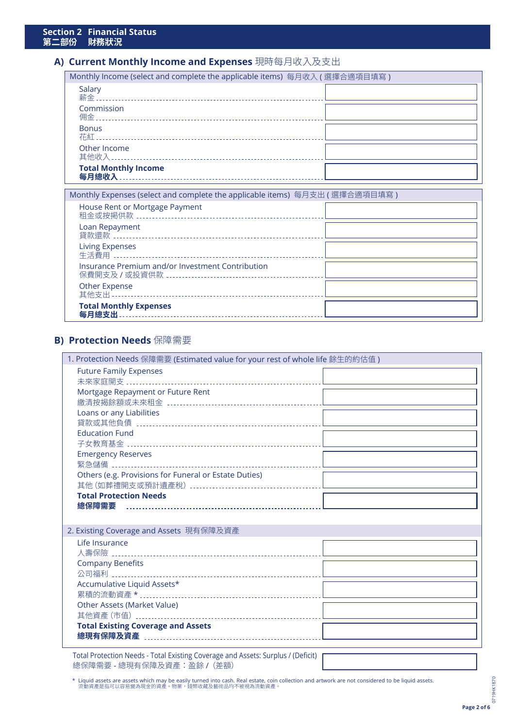## Section 2 Financial Status
## 第二部份 財務狀況

### A) Current Monthly Income and Expenses 現時每月收入及支出

| Monthly Income (select and complete the applicable items) 每月收入 ( 選擇合適項目填寫 ) | |
|---|---|
| Salary 薪金 | |
| Commission 佣金 | |
| Bonus 花紅 | |
| Other Income 其他收入 | |
| **Total Monthly Income 每月總收入** | |

| Monthly Expenses (select and complete the applicable items) 每月支出 ( 選擇合適項目填寫 ) | |
|---|---|
| House Rent or Mortgage Payment 租金或按揭供款 | |
| Loan Repayment 貸款還款 | |
| Living Expenses 生活費用 | |
| Insurance Premium and/or Investment Contribution 保費開支及 / 或投資供款 | |
| Other Expense 其他支出 | |
| **Total Monthly Expenses 每月總支出** | |

### B) Protection Needs 保障需要

| 1. Protection Needs 保障需要 (Estimated value for your rest of whole life 餘生的約估值 ) | |
|---|---|
| Future Family Expenses 未來家庭開支 | |
| Mortgage Repayment or Future Rent 繳清按揭餘額或未來租金 | |
| Loans or any Liabilities 貸款或其他負債 | |
| Education Fund 子女教育基金 | |
| Emergency Reserves 緊急儲備 | |
| Others (e.g. Provisions for Funeral or Estate Duties) 其他 (如葬禮開支或預計遺產稅) | |
| **Total Protection Needs 總保障需要** | |

| 2. Existing Coverage and Assets 現有保障及資產 | |
|---|---|
| Life Insurance 人壽保險 | |
| Company Benefits 公司福利 | |
| Accumulative Liquid Assets* 累積的流動資產 * | |
| Other Assets (Market Value) 其他資產 (市值) | |
| **Total Existing Coverage and Assets 總現有保障及資產** | |

| Total Protection Needs - Total Existing Coverage and Assets: Surplus / (Deficit) 總保障需要 - 總現有保障及資產：盈餘 / (差額) | |
|---|---|

\* Liquid assets are assets which may be easily turned into cash. Real estate, coin collection and artwork are not considered to be liquid assets.
流動資產是指可以容易變為現金的資產。物業，錢幣收藏及藝術品均不被視為流動資產。

0719HK1870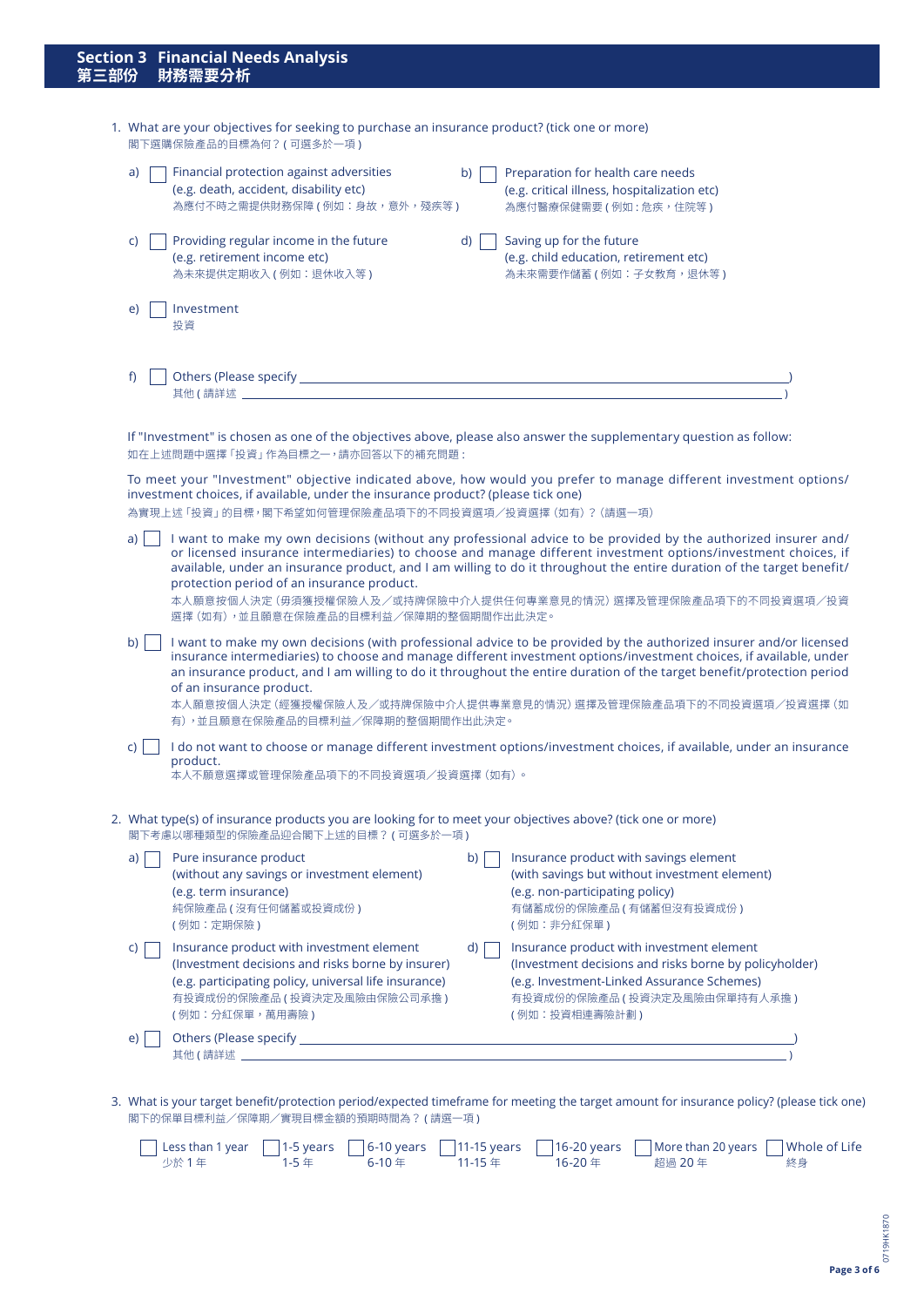## Section 3 Financial Needs Analysis
## 第三部份 財務需要分析

1. What are your objectives for seeking to purchase an insurance product? (tick one or more)
   閣下選購保險產品的目標為何？(可選多於一項)

   a) ☐ Financial protection against adversities
   (e.g. death, accident, disability etc)
   為應付不時之需提供財務保障 (例如：身故，意外，殘疾等)

   b) ☐ Preparation for health care needs
   (e.g. critical illness, hospitalization etc)
   為應付醫療保健需要 (例如：危疾，住院等)

   c) ☐ Providing regular income in the future
   (e.g. retirement income etc)
   為未來提供定期收入 (例如：退休收入等)

   d) ☐ Saving up for the future
   (e.g. child education, retirement etc)
   為未來需要作儲蓄 (例如：子女教育，退休等)

   e) ☐ Investment
   投資

   f) ☐ Others (Please specify ______________________________)
   其他 (請詳述 ______________________________)

   If "Investment" is chosen as one of the objectives above, please also answer the supplementary question as follow:
   如在上述問題中選擇「投資」作為目標之一，請亦回答以下的補充問題：

   To meet your "Investment" objective indicated above, how would you prefer to manage different investment options/investment choices, if available, under the insurance product? (please tick one)
   為實現上述「投資」的目標，閣下希望如何管理保險產品項下的不同投資選項／投資選擇（如有）？（請選一項）

   a) ☐ I want to make my own decisions (without any professional advice to be provided by the authorized insurer and/or licensed insurance intermediaries) to choose and manage different investment options/investment choices, if available, under an insurance product, and I am willing to do it throughout the entire duration of the target benefit/protection period of an insurance product.
   本人願意按個人決定（毋須獲授權保險人及／或持牌保險中介人提供任何專業意見的情況）選擇及管理保險產品項下的不同投資選項／投資選擇（如有），並且願意在保險產品的目標利益／保障期的整個期間作出此決定。

   b) ☐ I want to make my own decisions (with professional advice to be provided by the authorized insurer and/or licensed insurance intermediaries) to choose and manage different investment options/investment choices, if available, under an insurance product, and I am willing to do it throughout the entire duration of the target benefit/protection period of an insurance product.
   本人願意按個人決定（經獲授權保險人及／或持牌保險中介人提供專業意見的情況）選擇及管理保險產品項下的不同投資選項／投資選擇（如有），並且願意在保險產品的目標利益／保障期的整個期間作出此決定。

   c) ☐ I do not want to choose or manage different investment options/investment choices, if available, under an insurance product.
   本人不願意選擇或管理保險產品項下的不同投資選項／投資選擇（如有）。

2. What type(s) of insurance products you are looking for to meet your objectives above? (tick one or more)
   閣下考慮以哪種類型的保險產品迎合閣下上述的目標？(可選多於一項)

   a) ☐ Pure insurance product
   (without any savings or investment element)
   (e.g. term insurance)
   純保險產品 (沒有任何儲蓄或投資成份)
   (例如：定期保險)

   b) ☐ Insurance product with savings element
   (with savings but without investment element)
   (e.g. non-participating policy)
   有儲蓄成份的保險產品 (有儲蓄但沒有投資成份)
   (例如：非分紅保單)

   c) ☐ Insurance product with investment element
   (Investment decisions and risks borne by insurer)
   (e.g. participating policy, universal life insurance)
   有投資成份的保險產品 (投資決定及風險由保險公司承擔)
   (例如：分紅保單，萬用壽險)

   d) ☐ Insurance product with investment element
   (Investment decisions and risks borne by policyholder)
   (e.g. Investment-Linked Assurance Schemes)
   有投資成份的保險產品 (投資決定及風險由保單持有人承擔)
   (例如：投資相連壽險計劃)

   e) ☐ Others (Please specify ______________________________)
   其他 (請詳述 ______________________________)

3. What is your target benefit/protection period/expected timeframe for meeting the target amount for insurance policy? (please tick one)
   閣下的保單目標利益／保障期／實現目標金額的預期時間為？(請選一項)

   ☐ Less than 1 year 少於 1 年　☐ 1-5 years 1-5 年　☐ 6-10 years 6-10 年　☐ 11-15 years 11-15 年　☐ 16-20 years 16-20 年　☐ More than 20 years 超過 20 年　☐ Whole of Life 終身

0719HK1870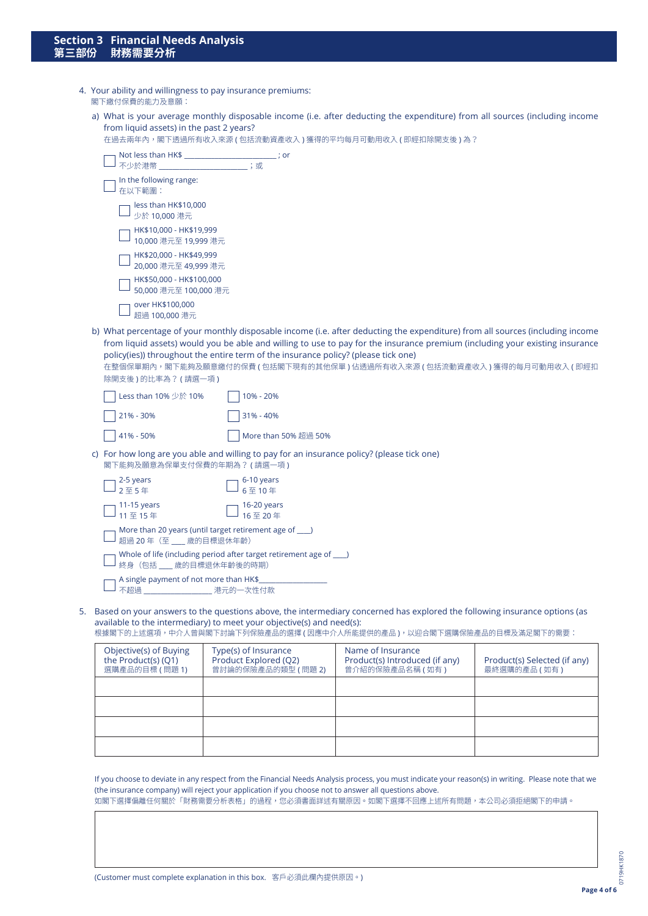## Section 3 Financial Needs Analysis
## 第三部份 財務需要分析

4. Your ability and willingness to pay insurance premiums:
閣下繳付保費的能力及意願：

a) What is your average monthly disposable income (i.e. after deducting the expenditure) from all sources (including income from liquid assets) in the past 2 years?
在過去兩年內，閣下透過所有收入來源 ( 包括流動資產收入 ) 獲得的平均每月可動用收入 ( 即經扣除開支後 ) 為？

☐ Not less than HK$ ______________________ ; or
不少於港幣 ______________________ ；或

☐ In the following range:
在以下範圍：

- ☐ less than HK$10,000
少於 10,000 港元
- ☐ HK$10,000 - HK$19,999
10,000 港元至 19,999 港元
- ☐ HK$20,000 - HK$49,999
20,000 港元至 49,999 港元
- ☐ HK$50,000 - HK$100,000
50,000 港元至 100,000 港元
- ☐ over HK$100,000
超過 100,000 港元

b) What percentage of your monthly disposable income (i.e. after deducting the expenditure) from all sources (including income from liquid assets) would you be able and willing to use to pay for the insurance premium (including your existing insurance policy(ies)) throughout the entire term of the insurance policy? (please tick one)
在整個保單期內，閣下能夠及願意繳付的保費 ( 包括閣下現有的其他保單 ) 佔透過所有收入來源 ( 包括流動資產收入 ) 獲得的每月可動用收入 ( 即經扣除開支後 ) 的比率為？ ( 請選一項 )

☐ Less than 10% 少於 10% ☐ 10% - 20%

☐ 21% - 30% ☐ 31% - 40%

☐ 41% - 50% ☐ More than 50% 超過 50%

c) For how long are you able and willing to pay for an insurance policy? (please tick one)
閣下能夠及願意為保單支付保費的年期為？ ( 請選一項 )

☐ 2-5 years
2 至 5 年

☐ 6-10 years
6 至 10 年

☐ 11-15 years
11 至 15 年

☐ 16-20 years
16 至 20 年

☐ More than 20 years (until target retirement age of ___)
超過 20 年 (至 ____ 歲的目標退休年齡)

☐ Whole of life (including period after target retirement age of ___)
終身 (包括 ____ 歲的目標退休年齡後的時期)

☐ A single payment of not more than HK$________________
不超過 ________________ 港元的一次性付款

5. Based on your answers to the questions above, the intermediary concerned has explored the following insurance options (as available to the intermediary) to meet your objective(s) and need(s):
根據閣下的上述選項，中介人曾與閣下討論下列保險產品的選擇 ( 因應中介人所能提供的產品 )，以迎合閣下選購保險產品的目標及滿足閣下的需要：

| Objective(s) of Buying the Product(s) (Q1) 選購產品的目標 ( 問題 1) | Type(s) of Insurance Product Explored (Q2) 曾討論的保險產品的類型 ( 問題 2) | Name of Insurance Product(s) Introduced (if any) 曾介紹的保險產品名稱 ( 如有 ) | Product(s) Selected (if any) 最終選購的產品 ( 如有 ) |
|---|---|---|---|
| | | | |
| | | | |
| | | | |
| | | | |

If you choose to deviate in any respect from the Financial Needs Analysis process, you must indicate your reason(s) in writing. Please note that we (the insurance company) will reject your application if you choose not to answer all questions above.
如閣下選擇偏離任何關於「財務需要分析表格」的過程，您必須書面詳述有關原因。如閣下選擇不回應上述所有問題，本公司必須拒絕閣下的申請。

| |
|---|
| |

(Customer must complete explanation in this box. 客戶必須此欄內提供原因。)

0719HK1870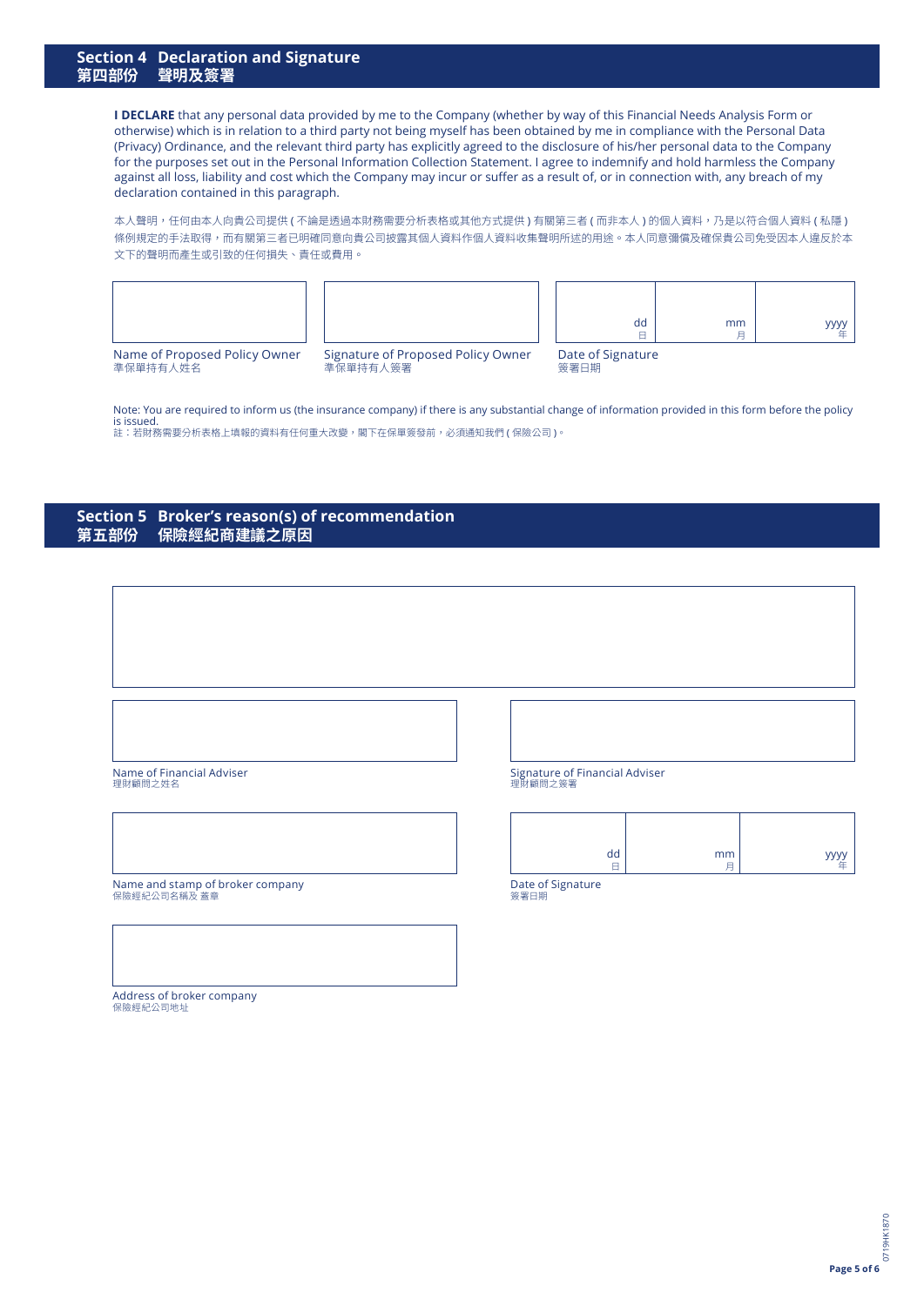## Section 4 Declaration and Signature
## 第四部份 聲明及簽署

**I DECLARE** that any personal data provided by me to the Company (whether by way of this Financial Needs Analysis Form or otherwise) which is in relation to a third party not being myself has been obtained by me in compliance with the Personal Data (Privacy) Ordinance, and the relevant third party has explicitly agreed to the disclosure of his/her personal data to the Company for the purposes set out in the Personal Information Collection Statement. I agree to indemnify and hold harmless the Company against all loss, liability and cost which the Company may incur or suffer as a result of, or in connection with, any breach of my declaration contained in this paragraph.

本人聲明，任何由本人向貴公司提供 ( 不論是透過本財務需要分析表格或其他方式提供 ) 有關第三者 ( 而非本人 ) 的個人資料，乃是以符合個人資料 ( 私隱 ) 條例規定的手法取得，而有關第三者已明確同意向貴公司披露其個人資料作個人資料收集聲明所述的用途。本人同意彌償及確保貴公司免受因本人違反於本文下的聲明而產生或引致的任何損失、責任或費用。

| | | dd 日 | mm 月 | yyyy 年 |
|---|---|---|---|---|
| Name of Proposed Policy Owner 準保單持有人姓名 | Signature of Proposed Policy Owner 準保單持有人簽署 | Date of Signature 簽署日期 | | |

Note: You are required to inform us (the insurance company) if there is any substantial change of information provided in this form before the policy is issued.
註：若財務需要分析表格上填報的資料有任何重大改變，閣下在保單簽發前，必須通知我們 ( 保險公司 )。

## Section 5 Broker's reason(s) of recommendation
## 第五部份 保險經紀商建議之原因

| |
|---|
| |

Name of Financial Adviser
理財顧問之姓名

Signature of Financial Adviser
理財顧問之簽署

Name and stamp of broker company
保險經紀公司名稱及 蓋章

| dd 日 | mm 月 | yyyy 年 |
|---|---|---|

Date of Signature
簽署日期

Address of broker company
保險經紀公司地址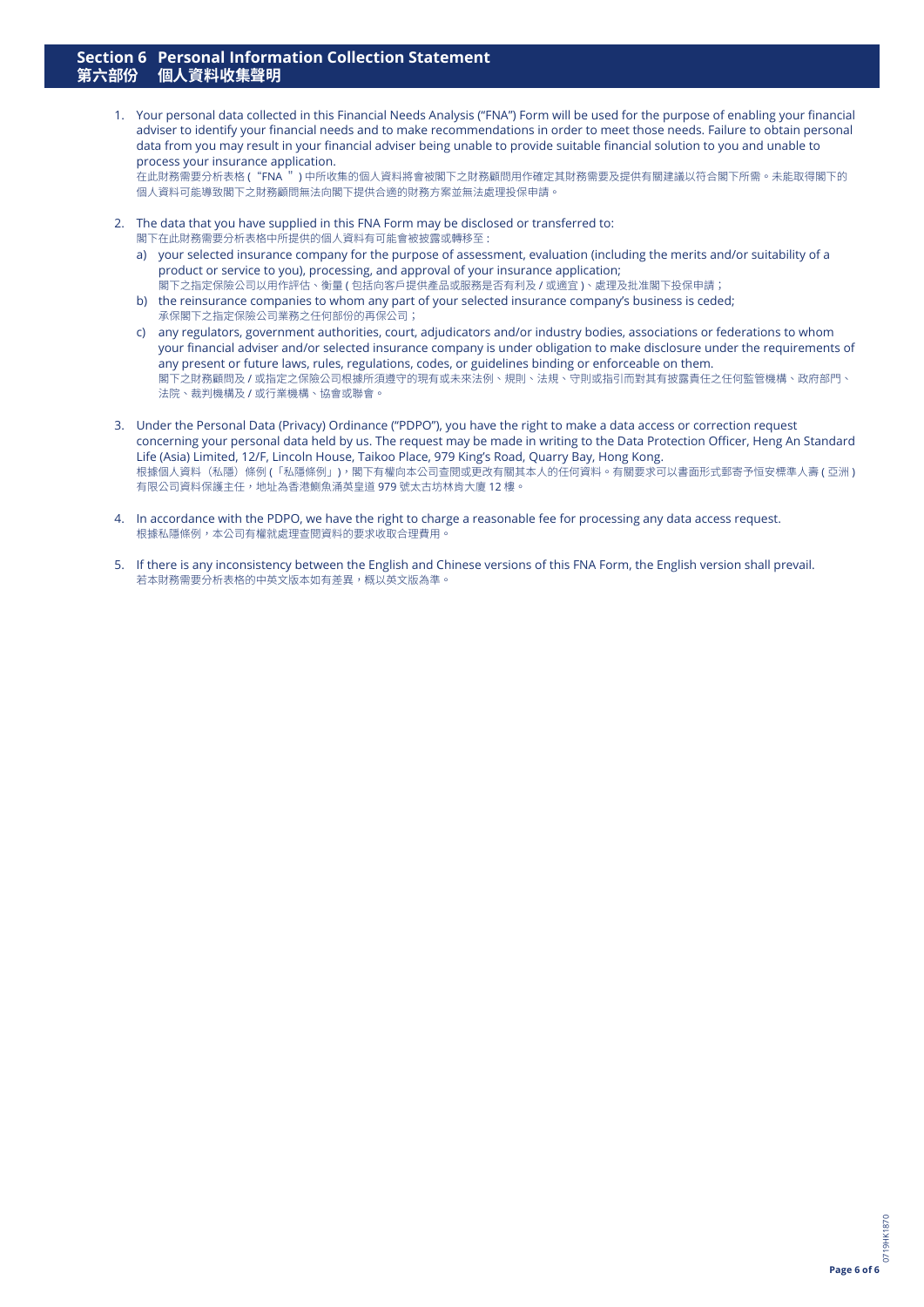## Section 6 Personal Information Collection Statement
## 第六部份 個人資料收集聲明

1. Your personal data collected in this Financial Needs Analysis ("FNA") Form will be used for the purpose of enabling your financial adviser to identify your financial needs and to make recommendations in order to meet those needs. Failure to obtain personal data from you may result in your financial adviser being unable to provide suitable financial solution to you and unable to process your insurance application.
   在此財務需要分析表格（"FNA" ）中所收集的個人資料將會被閣下之財務顧問用作確定其財務需要及提供有關建議以符合閣下所需。未能取得閣下的個人資料可能導致閣下之財務顧問無法向閣下提供合適的財務方案並無法處理投保申請。

2. The data that you have supplied in this FNA Form may be disclosed or transferred to:
   閣下在此財務需要分析表格中所提供的個人資料有可能會被披露或轉移至：
   a) your selected insurance company for the purpose of assessment, evaluation (including the merits and/or suitability of a product or service to you), processing, and approval of your insurance application;
      閣下之指定保險公司以用作評估、衡量（包括向客戶提供產品或服務是否有利及 / 或適宜）、處理及批准閣下投保申請；
   b) the reinsurance companies to whom any part of your selected insurance company's business is ceded;
      承保閣下之指定保險公司業務之任何部份的再保公司；
   c) any regulators, government authorities, court, adjudicators and/or industry bodies, associations or federations to whom your financial adviser and/or selected insurance company is under obligation to make disclosure under the requirements of any present or future laws, rules, regulations, codes, or guidelines binding or enforceable on them.
      閣下之財務顧問及 / 或指定之保險公司根據所須遵守的現有或未來法例、規則、法規、守則或指引而對其有披露責任之任何監管機構、政府部門、法院、裁判機構及 / 或行業機構、協會或聯會。

3. Under the Personal Data (Privacy) Ordinance ("PDPO"), you have the right to make a data access or correction request concerning your personal data held by us. The request may be made in writing to the Data Protection Officer, Heng An Standard Life (Asia) Limited, 12/F, Lincoln House, Taikoo Place, 979 King's Road, Quarry Bay, Hong Kong.
   根據個人資料（私隱）條例（「私隱條例」），閣下有權向本公司查閱或更改有關其本人的任何資料。有關要求可以書面形式郵寄予恒安標準人壽（亞洲）有限公司資料保護主任，地址為香港鰂魚涌英皇道 979 號太古坊林肯大廈 12 樓。

4. In accordance with the PDPO, we have the right to charge a reasonable fee for processing any data access request.
   根據私隱條例，本公司有權就處理查閱資料的要求收取合理費用。

5. If there is any inconsistency between the English and Chinese versions of this FNA Form, the English version shall prevail.
   若本財務需要分析表格的中英文版本如有差異，概以英文版為準。

0719HK1870